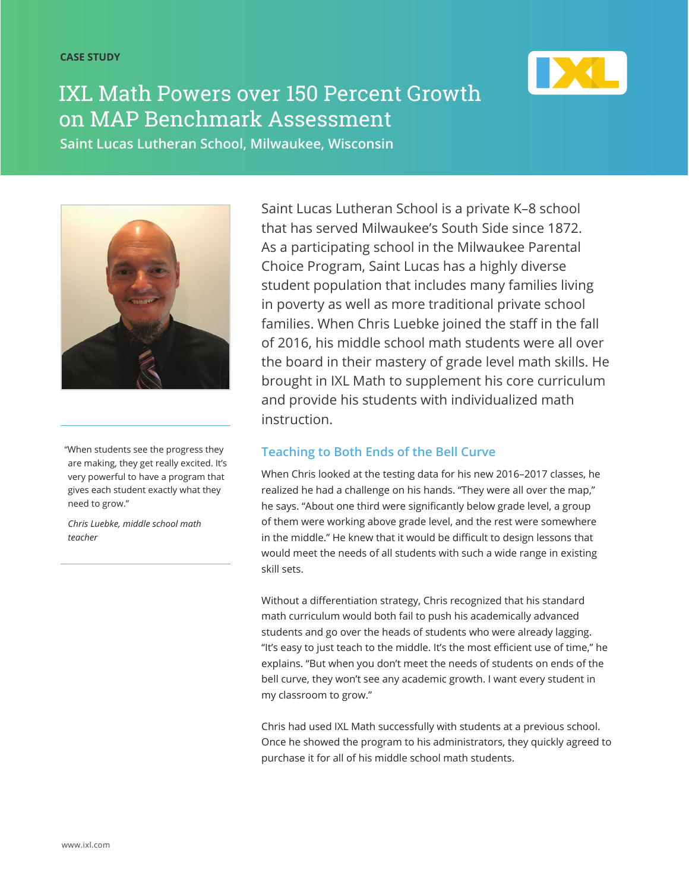CASE STUDY

# IXL Math Powers over 150 Percent Growth on MAP Benchmark Assessment

**Saint Lucas Lutheran School, Milwaukee, Wisconsin**

Saint Lucas Lutheran School is a private K–8 school that has served Milwaukee's South Side since 1872. As a participating school in the Milwaukee Parental Choice Program, Saint Lucas has a highly diverse student population that includes many families living in poverty as well as more traditional private school families. When Chris Luebke joined the staff in the fall of 2016, his middle school math students were all over the board in their mastery of grade level math skills. He brought in IXL Math to supplement his core curriculum and provide his students with individualized math instruction.

> "When students see the progress they are making, they get really excited. It's very powerful to have a program that gives each student exactly what they need to grow."
>
> *Chris Luebke, middle school math teacher*

## Teaching to Both Ends of the Bell Curve

When Chris looked at the testing data for his new 2016–2017 classes, he realized he had a challenge on his hands. "They were all over the map," he says. "About one third were significantly below grade level, a group of them were working above grade level, and the rest were somewhere in the middle." He knew that it would be difficult to design lessons that would meet the needs of all students with such a wide range in existing skill sets.

Without a differentiation strategy, Chris recognized that his standard math curriculum would both fail to push his academically advanced students and go over the heads of students who were already lagging. "It's easy to just teach to the middle. It's the most efficient use of time," he explains. "But when you don't meet the needs of students on ends of the bell curve, they won't see any academic growth. I want every student in my classroom to grow."

Chris had used IXL Math successfully with students at a previous school. Once he showed the program to his administrators, they quickly agreed to purchase it for all of his middle school math students.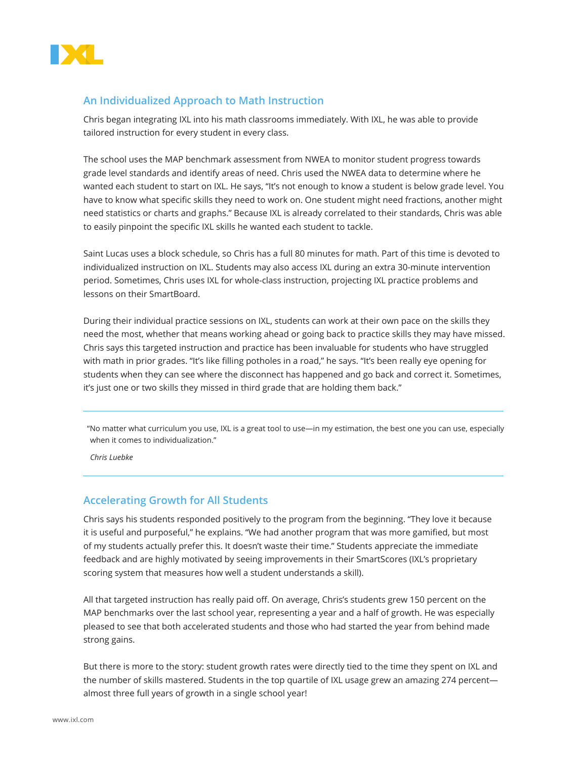## An Individualized Approach to Math Instruction

Chris began integrating IXL into his math classrooms immediately. With IXL, he was able to provide tailored instruction for every student in every class.

The school uses the MAP benchmark assessment from NWEA to monitor student progress towards grade level standards and identify areas of need. Chris used the NWEA data to determine where he wanted each student to start on IXL. He says, "It's not enough to know a student is below grade level. You have to know what specific skills they need to work on. One student might need fractions, another might need statistics or charts and graphs." Because IXL is already correlated to their standards, Chris was able to easily pinpoint the specific IXL skills he wanted each student to tackle.

Saint Lucas uses a block schedule, so Chris has a full 80 minutes for math. Part of this time is devoted to individualized instruction on IXL. Students may also access IXL during an extra 30-minute intervention period. Sometimes, Chris uses IXL for whole-class instruction, projecting IXL practice problems and lessons on their SmartBoard.

During their individual practice sessions on IXL, students can work at their own pace on the skills they need the most, whether that means working ahead or going back to practice skills they may have missed. Chris says this targeted instruction and practice has been invaluable for students who have struggled with math in prior grades. "It's like filling potholes in a road," he says. "It's been really eye opening for students when they can see where the disconnect has happened and go back and correct it. Sometimes, it's just one or two skills they missed in third grade that are holding them back."

---

> "No matter what curriculum you use, IXL is a great tool to use—in my estimation, the best one you can use, especially when it comes to individualization."
>
> *Chris Luebke*

---

## Accelerating Growth for All Students

Chris says his students responded positively to the program from the beginning. "They love it because it is useful and purposeful," he explains. "We had another program that was more gamified, but most of my students actually prefer this. It doesn't waste their time." Students appreciate the immediate feedback and are highly motivated by seeing improvements in their SmartScores (IXL's proprietary scoring system that measures how well a student understands a skill).

All that targeted instruction has really paid off. On average, Chris's students grew 150 percent on the MAP benchmarks over the last school year, representing a year and a half of growth. He was especially pleased to see that both accelerated students and those who had started the year from behind made strong gains.

But there is more to the story: student growth rates were directly tied to the time they spent on IXL and the number of skills mastered. Students in the top quartile of IXL usage grew an amazing 274 percent—almost three full years of growth in a single school year!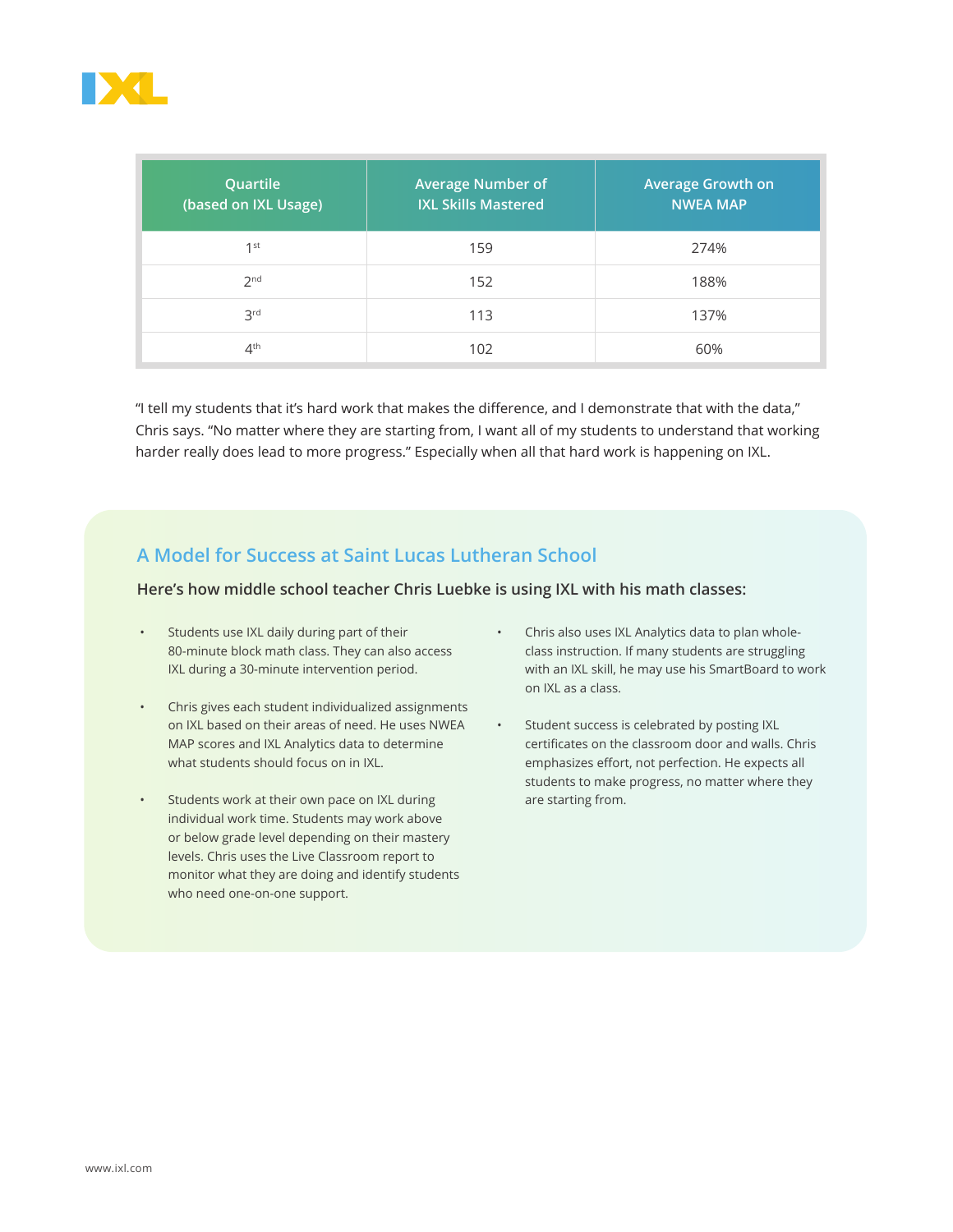| Quartile (based on IXL Usage) | Average Number of IXL Skills Mastered | Average Growth on NWEA MAP |
|---|---|---|
| 1st | 159 | 274% |
| 2nd | 152 | 188% |
| 3rd | 113 | 137% |
| 4th | 102 | 60% |

"I tell my students that it's hard work that makes the difference, and I demonstrate that with the data," Chris says. "No matter where they are starting from, I want all of my students to understand that working harder really does lead to more progress." Especially when all that hard work is happening on IXL.

## A Model for Success at Saint Lucas Lutheran School

**Here's how middle school teacher Chris Luebke is using IXL with his math classes:**

- Students use IXL daily during part of their 80-minute block math class. They can also access IXL during a 30-minute intervention period.
- Chris gives each student individualized assignments on IXL based on their areas of need. He uses NWEA MAP scores and IXL Analytics data to determine what students should focus on in IXL.
- Students work at their own pace on IXL during individual work time. Students may work above or below grade level depending on their mastery levels. Chris uses the Live Classroom report to monitor what they are doing and identify students who need one-on-one support.
- Chris also uses IXL Analytics data to plan whole-class instruction. If many students are struggling with an IXL skill, he may use his SmartBoard to work on IXL as a class.
- Student success is celebrated by posting IXL certificates on the classroom door and walls. Chris emphasizes effort, not perfection. He expects all students to make progress, no matter where they are starting from.